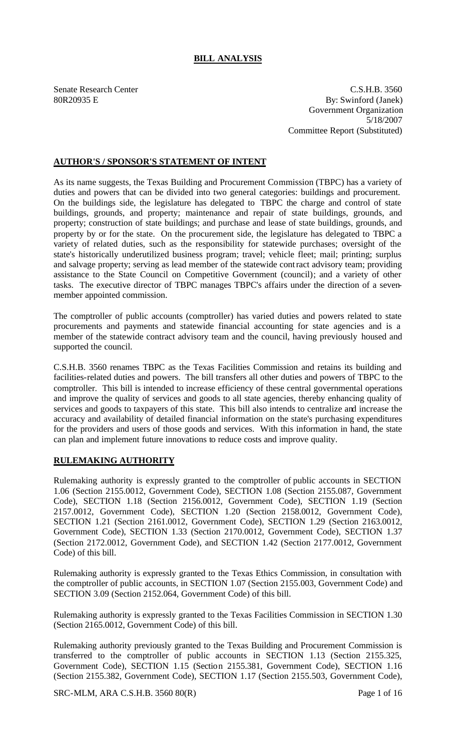# BILL ANALYSIS

Senate Research Center
80R20935 E

C.S.H.B. 3560
By: Swinford (Janek)
Government Organization
5/18/2007
Committee Report (Substituted)

## AUTHOR'S / SPONSOR'S STATEMENT OF INTENT

As its name suggests, the Texas Building and Procurement Commission (TBPC) has a variety of duties and powers that can be divided into two general categories: buildings and procurement. On the buildings side, the legislature has delegated to TBPC the charge and control of state buildings, grounds, and property; maintenance and repair of state buildings, grounds, and property; construction of state buildings; and purchase and lease of state buildings, grounds, and property by or for the state. On the procurement side, the legislature has delegated to TBPC a variety of related duties, such as the responsibility for statewide purchases; oversight of the state's historically underutilized business program; travel; vehicle fleet; mail; printing; surplus and salvage property; serving as lead member of the statewide contract advisory team; providing assistance to the State Council on Competitive Government (council); and a variety of other tasks. The executive director of TBPC manages TBPC's affairs under the direction of a seven-member appointed commission.

The comptroller of public accounts (comptroller) has varied duties and powers related to state procurements and payments and statewide financial accounting for state agencies and is a member of the statewide contract advisory team and the council, having previously housed and supported the council.

C.S.H.B. 3560 renames TBPC as the Texas Facilities Commission and retains its building and facilities-related duties and powers. The bill transfers all other duties and powers of TBPC to the comptroller. This bill is intended to increase efficiency of these central governmental operations and improve the quality of services and goods to all state agencies, thereby enhancing quality of services and goods to taxpayers of this state. This bill also intends to centralize and increase the accuracy and availability of detailed financial information on the state's purchasing expenditures for the providers and users of those goods and services. With this information in hand, the state can plan and implement future innovations to reduce costs and improve quality.

## RULEMAKING AUTHORITY

Rulemaking authority is expressly granted to the comptroller of public accounts in SECTION 1.06 (Section 2155.0012, Government Code), SECTION 1.08 (Section 2155.087, Government Code), SECTION 1.18 (Section 2156.0012, Government Code), SECTION 1.19 (Section 2157.0012, Government Code), SECTION 1.20 (Section 2158.0012, Government Code), SECTION 1.21 (Section 2161.0012, Government Code), SECTION 1.29 (Section 2163.0012, Government Code), SECTION 1.33 (Section 2170.0012, Government Code), SECTION 1.37 (Section 2172.0012, Government Code), and SECTION 1.42 (Section 2177.0012, Government Code) of this bill.

Rulemaking authority is expressly granted to the Texas Ethics Commission, in consultation with the comptroller of public accounts, in SECTION 1.07 (Section 2155.003, Government Code) and SECTION 3.09 (Section 2152.064, Government Code) of this bill.

Rulemaking authority is expressly granted to the Texas Facilities Commission in SECTION 1.30 (Section 2165.0012, Government Code) of this bill.

Rulemaking authority previously granted to the Texas Building and Procurement Commission is transferred to the comptroller of public accounts in SECTION 1.13 (Section 2155.325, Government Code), SECTION 1.15 (Section 2155.381, Government Code), SECTION 1.16 (Section 2155.382, Government Code), SECTION 1.17 (Section 2155.503, Government Code),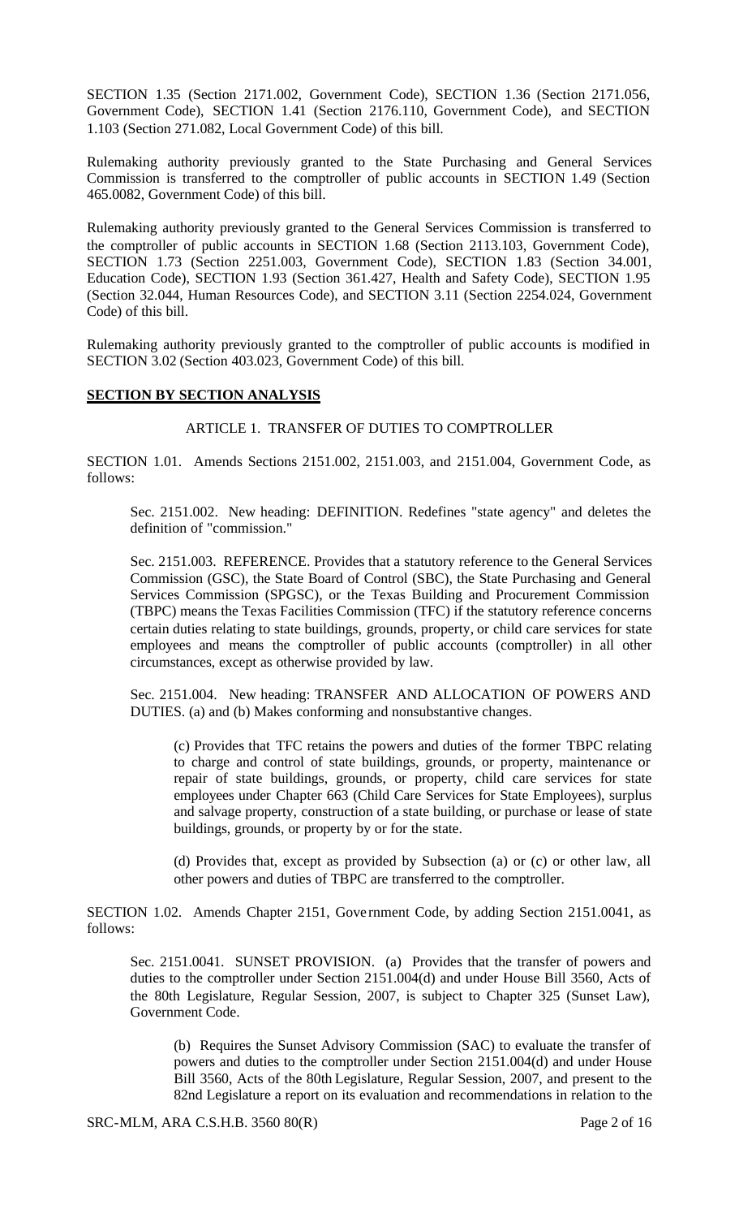SECTION 1.35 (Section 2171.002, Government Code), SECTION 1.36 (Section 2171.056, Government Code), SECTION 1.41 (Section 2176.110, Government Code), and SECTION 1.103 (Section 271.082, Local Government Code) of this bill.

Rulemaking authority previously granted to the State Purchasing and General Services Commission is transferred to the comptroller of public accounts in SECTION 1.49 (Section 465.0082, Government Code) of this bill.

Rulemaking authority previously granted to the General Services Commission is transferred to the comptroller of public accounts in SECTION 1.68 (Section 2113.103, Government Code), SECTION 1.73 (Section 2251.003, Government Code), SECTION 1.83 (Section 34.001, Education Code), SECTION 1.93 (Section 361.427, Health and Safety Code), SECTION 1.95 (Section 32.044, Human Resources Code), and SECTION 3.11 (Section 2254.024, Government Code) of this bill.

Rulemaking authority previously granted to the comptroller of public accounts is modified in SECTION 3.02 (Section 403.023, Government Code) of this bill.

**SECTION BY SECTION ANALYSIS**

ARTICLE 1. TRANSFER OF DUTIES TO COMPTROLLER

SECTION 1.01. Amends Sections 2151.002, 2151.003, and 2151.004, Government Code, as follows:

Sec. 2151.002. New heading: DEFINITION. Redefines "state agency" and deletes the definition of "commission."

Sec. 2151.003. REFERENCE. Provides that a statutory reference to the General Services Commission (GSC), the State Board of Control (SBC), the State Purchasing and General Services Commission (SPGSC), or the Texas Building and Procurement Commission (TBPC) means the Texas Facilities Commission (TFC) if the statutory reference concerns certain duties relating to state buildings, grounds, property, or child care services for state employees and means the comptroller of public accounts (comptroller) in all other circumstances, except as otherwise provided by law.

Sec. 2151.004. New heading: TRANSFER AND ALLOCATION OF POWERS AND DUTIES. (a) and (b) Makes conforming and nonsubstantive changes.

(c) Provides that TFC retains the powers and duties of the former TBPC relating to charge and control of state buildings, grounds, or property, maintenance or repair of state buildings, grounds, or property, child care services for state employees under Chapter 663 (Child Care Services for State Employees), surplus and salvage property, construction of a state building, or purchase or lease of state buildings, grounds, or property by or for the state.

(d) Provides that, except as provided by Subsection (a) or (c) or other law, all other powers and duties of TBPC are transferred to the comptroller.

SECTION 1.02. Amends Chapter 2151, Government Code, by adding Section 2151.0041, as follows:

Sec. 2151.0041. SUNSET PROVISION. (a) Provides that the transfer of powers and duties to the comptroller under Section 2151.004(d) and under House Bill 3560, Acts of the 80th Legislature, Regular Session, 2007, is subject to Chapter 325 (Sunset Law), Government Code.

(b) Requires the Sunset Advisory Commission (SAC) to evaluate the transfer of powers and duties to the comptroller under Section 2151.004(d) and under House Bill 3560, Acts of the 80th Legislature, Regular Session, 2007, and present to the 82nd Legislature a report on its evaluation and recommendations in relation to the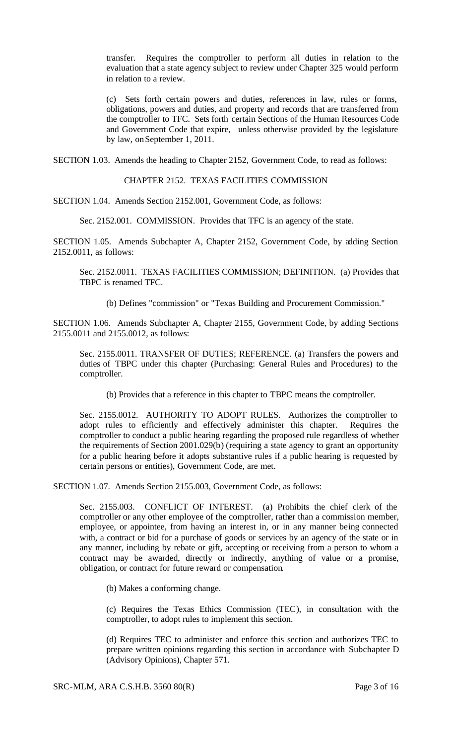transfer. Requires the comptroller to perform all duties in relation to the evaluation that a state agency subject to review under Chapter 325 would perform in relation to a review.

(c) Sets forth certain powers and duties, references in law, rules or forms, obligations, powers and duties, and property and records that are transferred from the comptroller to TFC. Sets forth certain Sections of the Human Resources Code and Government Code that expire, unless otherwise provided by the legislature by law, on September 1, 2011.

SECTION 1.03. Amends the heading to Chapter 2152, Government Code, to read as follows:

CHAPTER 2152. TEXAS FACILITIES COMMISSION

SECTION 1.04. Amends Section 2152.001, Government Code, as follows:

Sec. 2152.001. COMMISSION. Provides that TFC is an agency of the state.

SECTION 1.05. Amends Subchapter A, Chapter 2152, Government Code, by adding Section 2152.0011, as follows:

Sec. 2152.0011. TEXAS FACILITIES COMMISSION; DEFINITION. (a) Provides that TBPC is renamed TFC.

(b) Defines "commission" or "Texas Building and Procurement Commission."

SECTION 1.06. Amends Subchapter A, Chapter 2155, Government Code, by adding Sections 2155.0011 and 2155.0012, as follows:

Sec. 2155.0011. TRANSFER OF DUTIES; REFERENCE. (a) Transfers the powers and duties of TBPC under this chapter (Purchasing: General Rules and Procedures) to the comptroller.

(b) Provides that a reference in this chapter to TBPC means the comptroller.

Sec. 2155.0012. AUTHORITY TO ADOPT RULES. Authorizes the comptroller to adopt rules to efficiently and effectively administer this chapter. Requires the comptroller to conduct a public hearing regarding the proposed rule regardless of whether the requirements of Section 2001.029(b) (requiring a state agency to grant an opportunity for a public hearing before it adopts substantive rules if a public hearing is requested by certain persons or entities), Government Code, are met.

SECTION 1.07. Amends Section 2155.003, Government Code, as follows:

Sec. 2155.003. CONFLICT OF INTEREST. (a) Prohibits the chief clerk of the comptroller or any other employee of the comptroller, rather than a commission member, employee, or appointee, from having an interest in, or in any manner being connected with, a contract or bid for a purchase of goods or services by an agency of the state or in any manner, including by rebate or gift, accepting or receiving from a person to whom a contract may be awarded, directly or indirectly, anything of value or a promise, obligation, or contract for future reward or compensation.

(b) Makes a conforming change.

(c) Requires the Texas Ethics Commission (TEC), in consultation with the comptroller, to adopt rules to implement this section.

(d) Requires TEC to administer and enforce this section and authorizes TEC to prepare written opinions regarding this section in accordance with Subchapter D (Advisory Opinions), Chapter 571.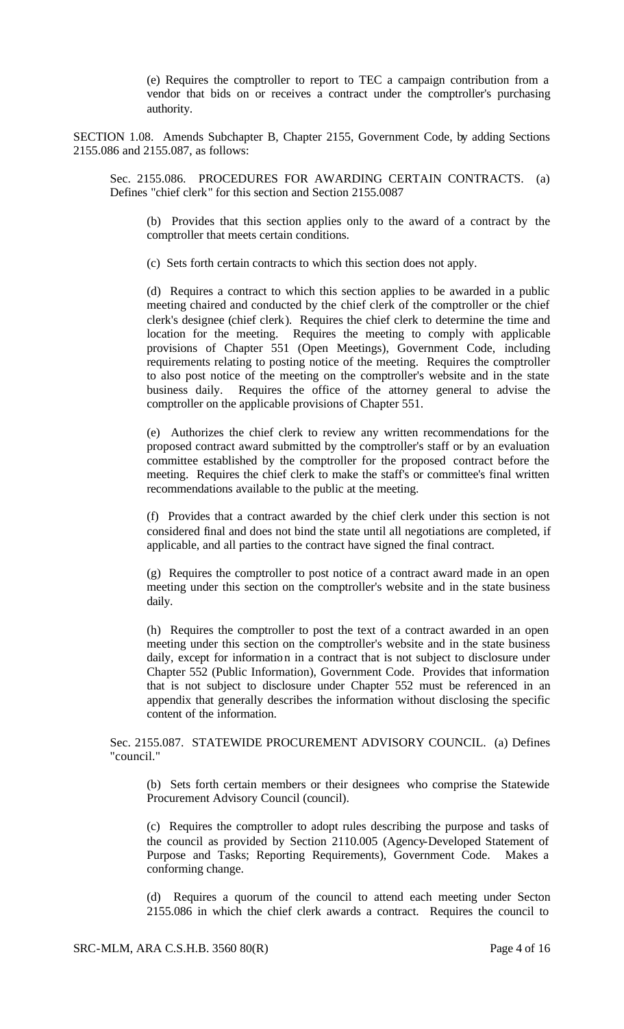(e) Requires the comptroller to report to TEC a campaign contribution from a vendor that bids on or receives a contract under the comptroller's purchasing authority.

SECTION 1.08. Amends Subchapter B, Chapter 2155, Government Code, by adding Sections 2155.086 and 2155.087, as follows:

Sec. 2155.086. PROCEDURES FOR AWARDING CERTAIN CONTRACTS. (a) Defines "chief clerk" for this section and Section 2155.0087

(b) Provides that this section applies only to the award of a contract by the comptroller that meets certain conditions.

(c) Sets forth certain contracts to which this section does not apply.

(d) Requires a contract to which this section applies to be awarded in a public meeting chaired and conducted by the chief clerk of the comptroller or the chief clerk's designee (chief clerk). Requires the chief clerk to determine the time and location for the meeting. Requires the meeting to comply with applicable provisions of Chapter 551 (Open Meetings), Government Code, including requirements relating to posting notice of the meeting. Requires the comptroller to also post notice of the meeting on the comptroller's website and in the state business daily. Requires the office of the attorney general to advise the comptroller on the applicable provisions of Chapter 551.

(e) Authorizes the chief clerk to review any written recommendations for the proposed contract award submitted by the comptroller's staff or by an evaluation committee established by the comptroller for the proposed contract before the meeting. Requires the chief clerk to make the staff's or committee's final written recommendations available to the public at the meeting.

(f) Provides that a contract awarded by the chief clerk under this section is not considered final and does not bind the state until all negotiations are completed, if applicable, and all parties to the contract have signed the final contract.

(g) Requires the comptroller to post notice of a contract award made in an open meeting under this section on the comptroller's website and in the state business daily.

(h) Requires the comptroller to post the text of a contract awarded in an open meeting under this section on the comptroller's website and in the state business daily, except for information in a contract that is not subject to disclosure under Chapter 552 (Public Information), Government Code. Provides that information that is not subject to disclosure under Chapter 552 must be referenced in an appendix that generally describes the information without disclosing the specific content of the information.

Sec. 2155.087. STATEWIDE PROCUREMENT ADVISORY COUNCIL. (a) Defines "council."

(b) Sets forth certain members or their designees who comprise the Statewide Procurement Advisory Council (council).

(c) Requires the comptroller to adopt rules describing the purpose and tasks of the council as provided by Section 2110.005 (Agency-Developed Statement of Purpose and Tasks; Reporting Requirements), Government Code. Makes a conforming change.

(d) Requires a quorum of the council to attend each meeting under Secton 2155.086 in which the chief clerk awards a contract. Requires the council to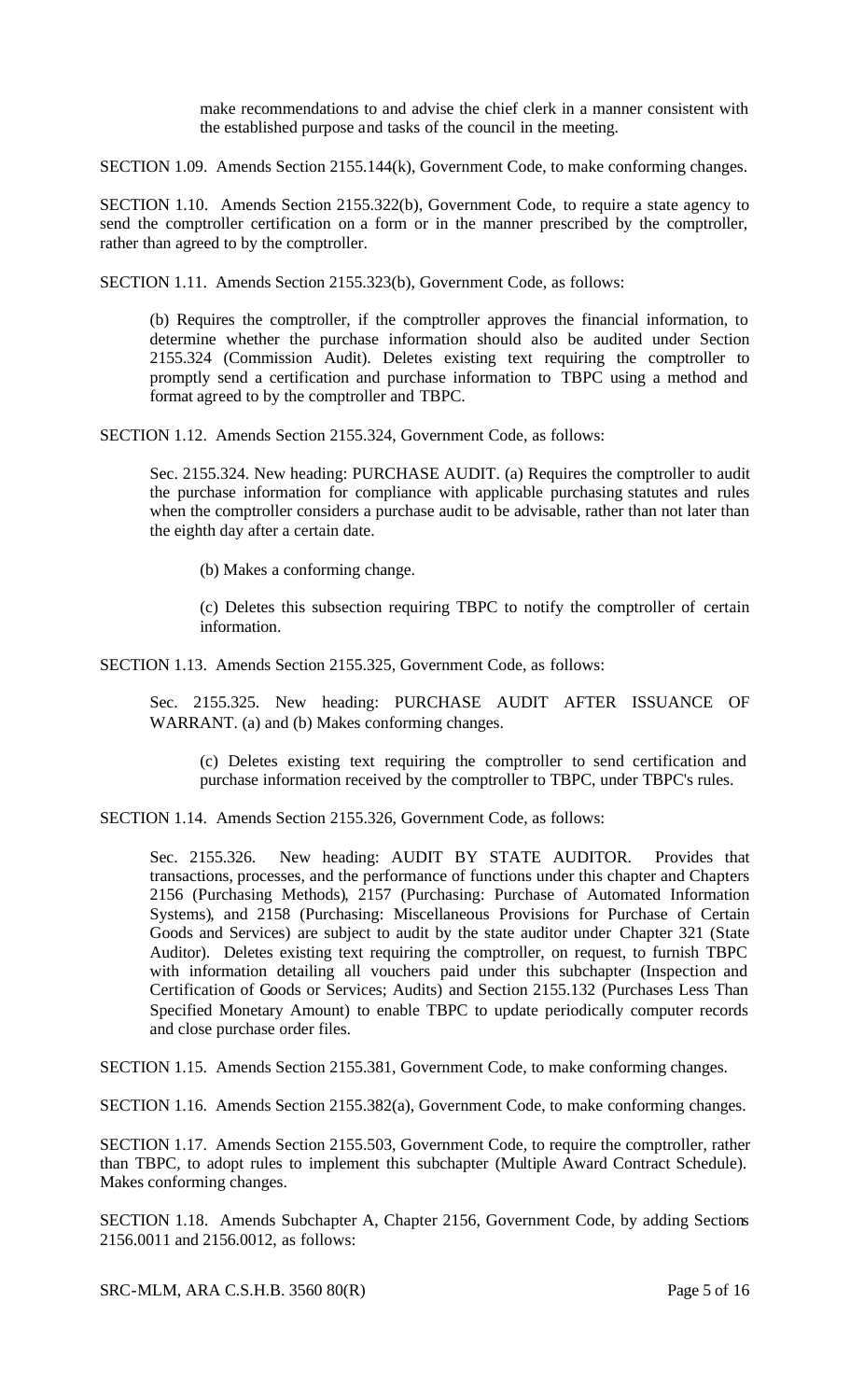make recommendations to and advise the chief clerk in a manner consistent with the established purpose and tasks of the council in the meeting.

SECTION 1.09. Amends Section 2155.144(k), Government Code, to make conforming changes.

SECTION 1.10. Amends Section 2155.322(b), Government Code, to require a state agency to send the comptroller certification on a form or in the manner prescribed by the comptroller, rather than agreed to by the comptroller.

SECTION 1.11. Amends Section 2155.323(b), Government Code, as follows:

(b) Requires the comptroller, if the comptroller approves the financial information, to determine whether the purchase information should also be audited under Section 2155.324 (Commission Audit). Deletes existing text requiring the comptroller to promptly send a certification and purchase information to TBPC using a method and format agreed to by the comptroller and TBPC.

SECTION 1.12. Amends Section 2155.324, Government Code, as follows:

Sec. 2155.324. New heading: PURCHASE AUDIT. (a) Requires the comptroller to audit the purchase information for compliance with applicable purchasing statutes and rules when the comptroller considers a purchase audit to be advisable, rather than not later than the eighth day after a certain date.

(b) Makes a conforming change.

(c) Deletes this subsection requiring TBPC to notify the comptroller of certain information.

SECTION 1.13. Amends Section 2155.325, Government Code, as follows:

Sec. 2155.325. New heading: PURCHASE AUDIT AFTER ISSUANCE OF WARRANT. (a) and (b) Makes conforming changes.

(c) Deletes existing text requiring the comptroller to send certification and purchase information received by the comptroller to TBPC, under TBPC's rules.

SECTION 1.14. Amends Section 2155.326, Government Code, as follows:

Sec. 2155.326. New heading: AUDIT BY STATE AUDITOR. Provides that transactions, processes, and the performance of functions under this chapter and Chapters 2156 (Purchasing Methods), 2157 (Purchasing: Purchase of Automated Information Systems), and 2158 (Purchasing: Miscellaneous Provisions for Purchase of Certain Goods and Services) are subject to audit by the state auditor under Chapter 321 (State Auditor). Deletes existing text requiring the comptroller, on request, to furnish TBPC with information detailing all vouchers paid under this subchapter (Inspection and Certification of Goods or Services; Audits) and Section 2155.132 (Purchases Less Than Specified Monetary Amount) to enable TBPC to update periodically computer records and close purchase order files.

SECTION 1.15. Amends Section 2155.381, Government Code, to make conforming changes.

SECTION 1.16. Amends Section 2155.382(a), Government Code, to make conforming changes.

SECTION 1.17. Amends Section 2155.503, Government Code, to require the comptroller, rather than TBPC, to adopt rules to implement this subchapter (Multiple Award Contract Schedule). Makes conforming changes.

SECTION 1.18. Amends Subchapter A, Chapter 2156, Government Code, by adding Sections 2156.0011 and 2156.0012, as follows: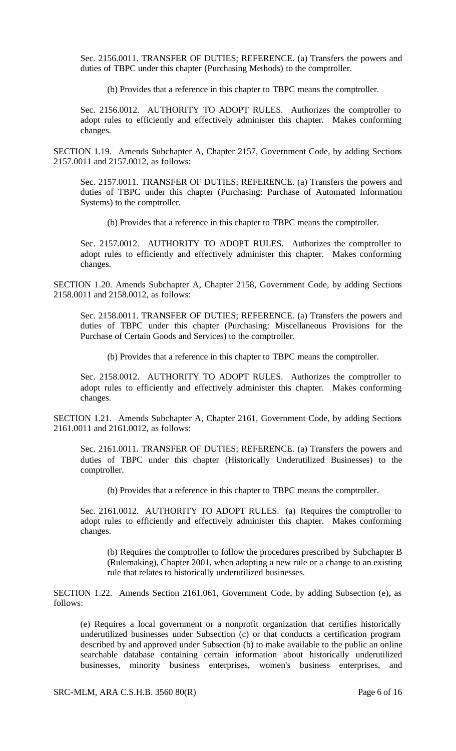Sec. 2156.0011. TRANSFER OF DUTIES; REFERENCE. (a) Transfers the powers and duties of TBPC under this chapter (Purchasing Methods) to the comptroller.

(b) Provides that a reference in this chapter to TBPC means the comptroller.

Sec. 2156.0012. AUTHORITY TO ADOPT RULES. Authorizes the comptroller to adopt rules to efficiently and effectively administer this chapter. Makes conforming changes.

SECTION 1.19. Amends Subchapter A, Chapter 2157, Government Code, by adding Sections 2157.0011 and 2157.0012, as follows:

Sec. 2157.0011. TRANSFER OF DUTIES; REFERENCE. (a) Transfers the powers and duties of TBPC under this chapter (Purchasing: Purchase of Automated Information Systems) to the comptroller.

(b) Provides that a reference in this chapter to TBPC means the comptroller.

Sec. 2157.0012. AUTHORITY TO ADOPT RULES. Authorizes the comptroller to adopt rules to efficiently and effectively administer this chapter. Makes conforming changes.

SECTION 1.20. Amends Subchapter A, Chapter 2158, Government Code, by adding Sections 2158.0011 and 2158.0012, as follows:

Sec. 2158.0011. TRANSFER OF DUTIES; REFERENCE. (a) Transfers the powers and duties of TBPC under this chapter (Purchasing: Miscellaneous Provisions for the Purchase of Certain Goods and Services) to the comptroller.

(b) Provides that a reference in this chapter to TBPC means the comptroller.

Sec. 2158.0012. AUTHORITY TO ADOPT RULES. Authorizes the comptroller to adopt rules to efficiently and effectively administer this chapter. Makes conforming changes.

SECTION 1.21. Amends Subchapter A, Chapter 2161, Government Code, by adding Sections 2161.0011 and 2161.0012, as follows:

Sec. 2161.0011. TRANSFER OF DUTIES; REFERENCE. (a) Transfers the powers and duties of TBPC under this chapter (Historically Underutilized Businesses) to the comptroller.

(b) Provides that a reference in this chapter to TBPC means the comptroller.

Sec. 2161.0012. AUTHORITY TO ADOPT RULES. (a) Requires the comptroller to adopt rules to efficiently and effectively administer this chapter. Makes conforming changes.

(b) Requires the comptroller to follow the procedures prescribed by Subchapter B (Rulemaking), Chapter 2001, when adopting a new rule or a change to an existing rule that relates to historically underutilized businesses.

SECTION 1.22. Amends Section 2161.061, Government Code, by adding Subsection (e), as follows:

(e) Requires a local government or a nonprofit organization that certifies historically underutilized businesses under Subsection (c) or that conducts a certification program described by and approved under Subsection (b) to make available to the public an online searchable database containing certain information about historically underutilized businesses, minority business enterprises, women's business enterprises, and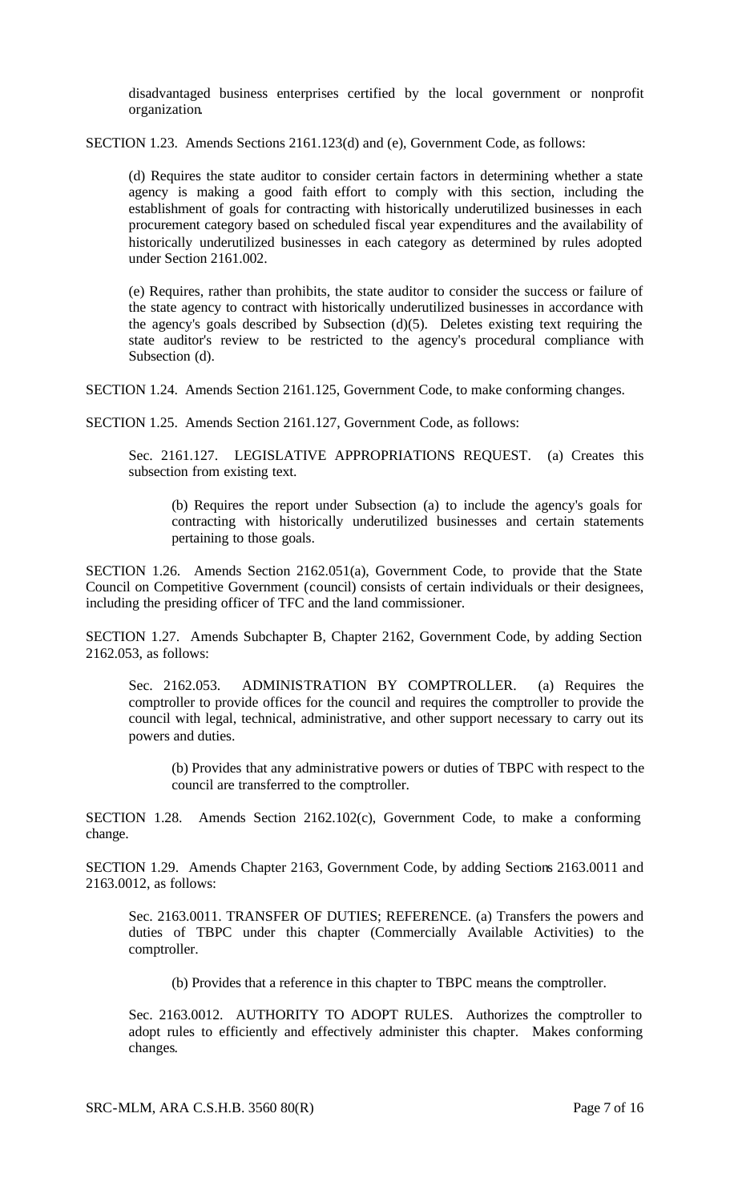disadvantaged business enterprises certified by the local government or nonprofit organization.

SECTION 1.23. Amends Sections 2161.123(d) and (e), Government Code, as follows:

(d) Requires the state auditor to consider certain factors in determining whether a state agency is making a good faith effort to comply with this section, including the establishment of goals for contracting with historically underutilized businesses in each procurement category based on scheduled fiscal year expenditures and the availability of historically underutilized businesses in each category as determined by rules adopted under Section 2161.002.

(e) Requires, rather than prohibits, the state auditor to consider the success or failure of the state agency to contract with historically underutilized businesses in accordance with the agency's goals described by Subsection (d)(5). Deletes existing text requiring the state auditor's review to be restricted to the agency's procedural compliance with Subsection (d).

SECTION 1.24. Amends Section 2161.125, Government Code, to make conforming changes.

SECTION 1.25. Amends Section 2161.127, Government Code, as follows:

Sec. 2161.127. LEGISLATIVE APPROPRIATIONS REQUEST. (a) Creates this subsection from existing text.

(b) Requires the report under Subsection (a) to include the agency's goals for contracting with historically underutilized businesses and certain statements pertaining to those goals.

SECTION 1.26. Amends Section 2162.051(a), Government Code, to provide that the State Council on Competitive Government (council) consists of certain individuals or their designees, including the presiding officer of TFC and the land commissioner.

SECTION 1.27. Amends Subchapter B, Chapter 2162, Government Code, by adding Section 2162.053, as follows:

Sec. 2162.053. ADMINISTRATION BY COMPTROLLER. (a) Requires the comptroller to provide offices for the council and requires the comptroller to provide the council with legal, technical, administrative, and other support necessary to carry out its powers and duties.

(b) Provides that any administrative powers or duties of TBPC with respect to the council are transferred to the comptroller.

SECTION 1.28. Amends Section 2162.102(c), Government Code, to make a conforming change.

SECTION 1.29. Amends Chapter 2163, Government Code, by adding Sections 2163.0011 and 2163.0012, as follows:

Sec. 2163.0011. TRANSFER OF DUTIES; REFERENCE. (a) Transfers the powers and duties of TBPC under this chapter (Commercially Available Activities) to the comptroller.

(b) Provides that a reference in this chapter to TBPC means the comptroller.

Sec. 2163.0012. AUTHORITY TO ADOPT RULES. Authorizes the comptroller to adopt rules to efficiently and effectively administer this chapter. Makes conforming changes.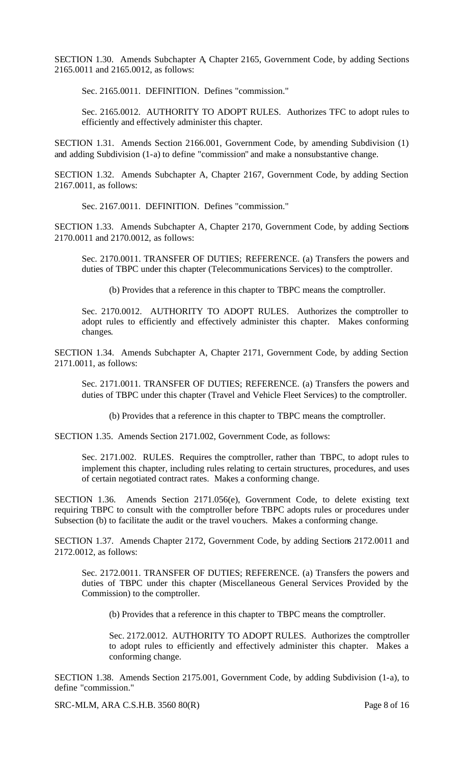SECTION 1.30. Amends Subchapter A, Chapter 2165, Government Code, by adding Sections 2165.0011 and 2165.0012, as follows:

Sec. 2165.0011. DEFINITION. Defines "commission."

Sec. 2165.0012. AUTHORITY TO ADOPT RULES. Authorizes TFC to adopt rules to efficiently and effectively administer this chapter.

SECTION 1.31. Amends Section 2166.001, Government Code, by amending Subdivision (1) and adding Subdivision (1-a) to define "commission" and make a nonsubstantive change.

SECTION 1.32. Amends Subchapter A, Chapter 2167, Government Code, by adding Section 2167.0011, as follows:

Sec. 2167.0011. DEFINITION. Defines "commission."

SECTION 1.33. Amends Subchapter A, Chapter 2170, Government Code, by adding Sections 2170.0011 and 2170.0012, as follows:

Sec. 2170.0011. TRANSFER OF DUTIES; REFERENCE. (a) Transfers the powers and duties of TBPC under this chapter (Telecommunications Services) to the comptroller.

(b) Provides that a reference in this chapter to TBPC means the comptroller.

Sec. 2170.0012. AUTHORITY TO ADOPT RULES. Authorizes the comptroller to adopt rules to efficiently and effectively administer this chapter. Makes conforming changes.

SECTION 1.34. Amends Subchapter A, Chapter 2171, Government Code, by adding Section 2171.0011, as follows:

Sec. 2171.0011. TRANSFER OF DUTIES; REFERENCE. (a) Transfers the powers and duties of TBPC under this chapter (Travel and Vehicle Fleet Services) to the comptroller.

(b) Provides that a reference in this chapter to TBPC means the comptroller.

SECTION 1.35. Amends Section 2171.002, Government Code, as follows:

Sec. 2171.002. RULES. Requires the comptroller, rather than TBPC, to adopt rules to implement this chapter, including rules relating to certain structures, procedures, and uses of certain negotiated contract rates. Makes a conforming change.

SECTION 1.36. Amends Section 2171.056(e), Government Code, to delete existing text requiring TBPC to consult with the comptroller before TBPC adopts rules or procedures under Subsection (b) to facilitate the audit or the travel vouchers. Makes a conforming change.

SECTION 1.37. Amends Chapter 2172, Government Code, by adding Sections 2172.0011 and 2172.0012, as follows:

Sec. 2172.0011. TRANSFER OF DUTIES; REFERENCE. (a) Transfers the powers and duties of TBPC under this chapter (Miscellaneous General Services Provided by the Commission) to the comptroller.

(b) Provides that a reference in this chapter to TBPC means the comptroller.

Sec. 2172.0012. AUTHORITY TO ADOPT RULES. Authorizes the comptroller to adopt rules to efficiently and effectively administer this chapter. Makes a conforming change.

SECTION 1.38. Amends Section 2175.001, Government Code, by adding Subdivision (1-a), to define "commission."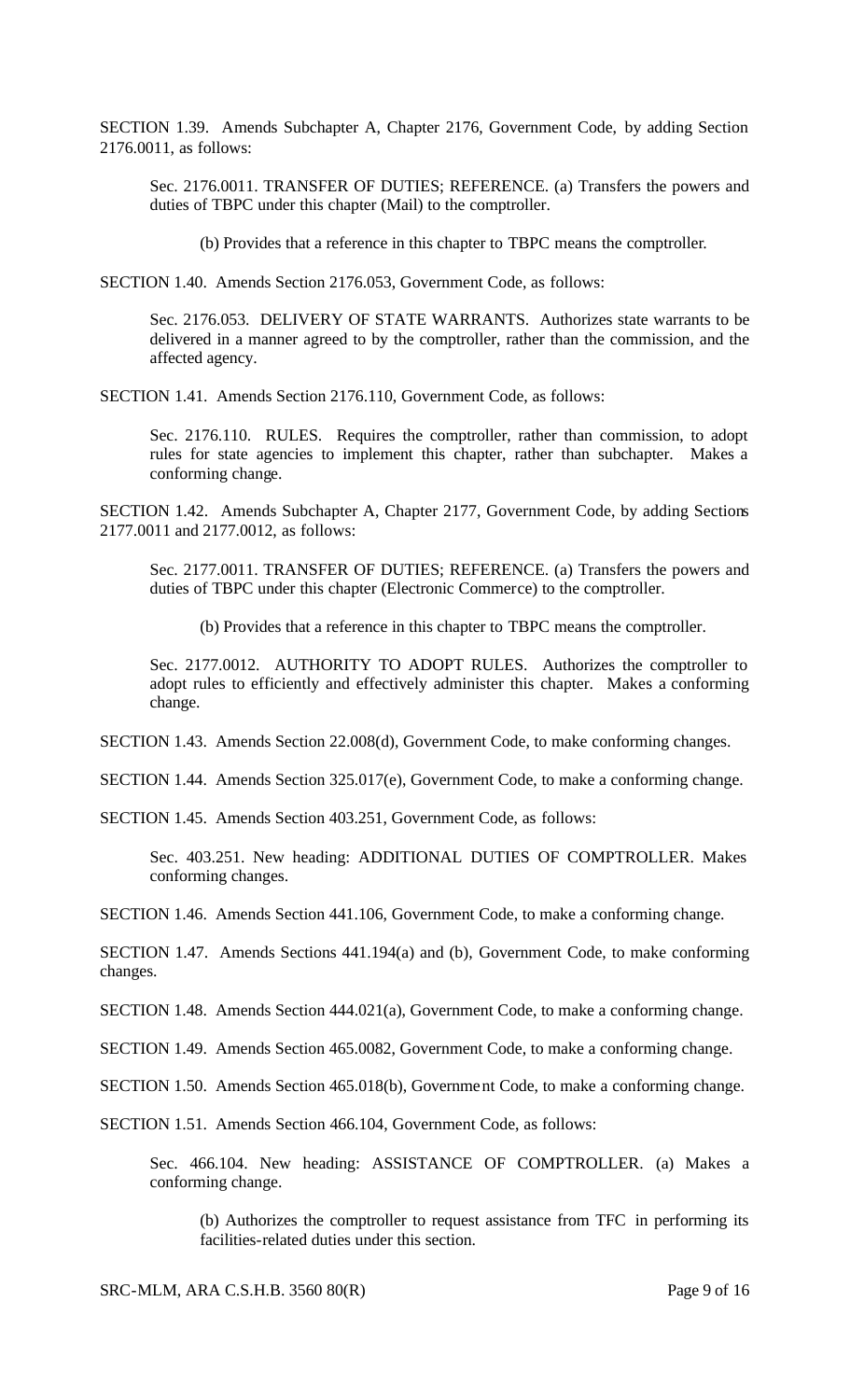SECTION 1.39. Amends Subchapter A, Chapter 2176, Government Code, by adding Section 2176.0011, as follows:

> Sec. 2176.0011. TRANSFER OF DUTIES; REFERENCE. (a) Transfers the powers and duties of TBPC under this chapter (Mail) to the comptroller.
>
> > (b) Provides that a reference in this chapter to TBPC means the comptroller.

SECTION 1.40. Amends Section 2176.053, Government Code, as follows:

> Sec. 2176.053. DELIVERY OF STATE WARRANTS. Authorizes state warrants to be delivered in a manner agreed to by the comptroller, rather than the commission, and the affected agency.

SECTION 1.41. Amends Section 2176.110, Government Code, as follows:

> Sec. 2176.110. RULES. Requires the comptroller, rather than commission, to adopt rules for state agencies to implement this chapter, rather than subchapter. Makes a conforming change.

SECTION 1.42. Amends Subchapter A, Chapter 2177, Government Code, by adding Sections 2177.0011 and 2177.0012, as follows:

> Sec. 2177.0011. TRANSFER OF DUTIES; REFERENCE. (a) Transfers the powers and duties of TBPC under this chapter (Electronic Commerce) to the comptroller.
>
> > (b) Provides that a reference in this chapter to TBPC means the comptroller.
>
> Sec. 2177.0012. AUTHORITY TO ADOPT RULES. Authorizes the comptroller to adopt rules to efficiently and effectively administer this chapter. Makes a conforming change.

SECTION 1.43. Amends Section 22.008(d), Government Code, to make conforming changes.

SECTION 1.44. Amends Section 325.017(e), Government Code, to make a conforming change.

SECTION 1.45. Amends Section 403.251, Government Code, as follows:

> Sec. 403.251. New heading: ADDITIONAL DUTIES OF COMPTROLLER. Makes conforming changes.

SECTION 1.46. Amends Section 441.106, Government Code, to make a conforming change.

SECTION 1.47. Amends Sections 441.194(a) and (b), Government Code, to make conforming changes.

SECTION 1.48. Amends Section 444.021(a), Government Code, to make a conforming change.

SECTION 1.49. Amends Section 465.0082, Government Code, to make a conforming change.

SECTION 1.50. Amends Section 465.018(b), Government Code, to make a conforming change.

SECTION 1.51. Amends Section 466.104, Government Code, as follows:

> Sec. 466.104. New heading: ASSISTANCE OF COMPTROLLER. (a) Makes a conforming change.
>
> > (b) Authorizes the comptroller to request assistance from TFC in performing its facilities-related duties under this section.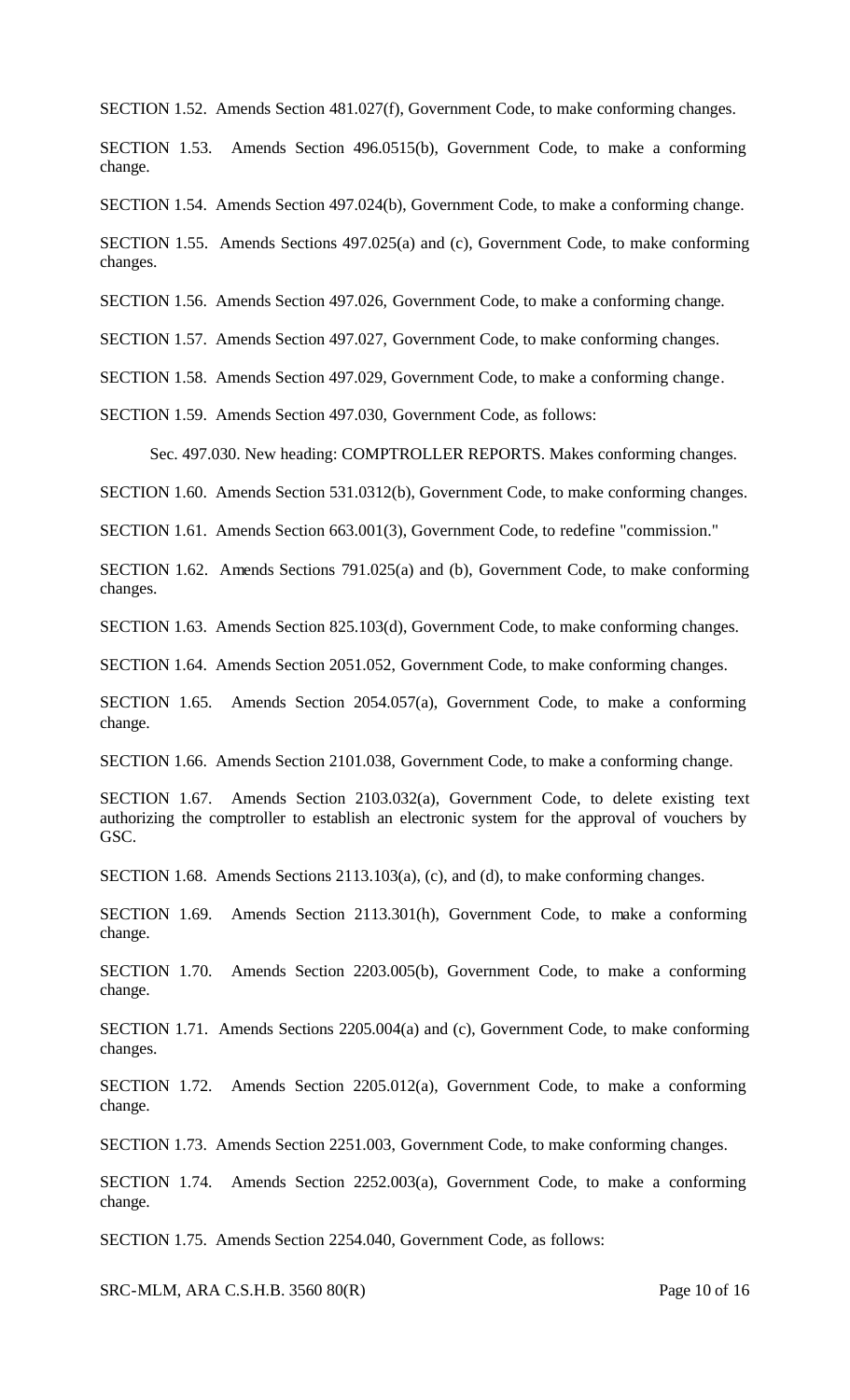SECTION 1.52. Amends Section 481.027(f), Government Code, to make conforming changes.

SECTION 1.53. Amends Section 496.0515(b), Government Code, to make a conforming change.

SECTION 1.54. Amends Section 497.024(b), Government Code, to make a conforming change.

SECTION 1.55. Amends Sections 497.025(a) and (c), Government Code, to make conforming changes.

SECTION 1.56. Amends Section 497.026, Government Code, to make a conforming change.

SECTION 1.57. Amends Section 497.027, Government Code, to make conforming changes.

SECTION 1.58. Amends Section 497.029, Government Code, to make a conforming change.

SECTION 1.59. Amends Section 497.030, Government Code, as follows:

Sec. 497.030. New heading: COMPTROLLER REPORTS. Makes conforming changes.

SECTION 1.60. Amends Section 531.0312(b), Government Code, to make conforming changes.

SECTION 1.61. Amends Section 663.001(3), Government Code, to redefine "commission."

SECTION 1.62. Amends Sections 791.025(a) and (b), Government Code, to make conforming changes.

SECTION 1.63. Amends Section 825.103(d), Government Code, to make conforming changes.

SECTION 1.64. Amends Section 2051.052, Government Code, to make conforming changes.

SECTION 1.65. Amends Section 2054.057(a), Government Code, to make a conforming change.

SECTION 1.66. Amends Section 2101.038, Government Code, to make a conforming change.

SECTION 1.67. Amends Section 2103.032(a), Government Code, to delete existing text authorizing the comptroller to establish an electronic system for the approval of vouchers by GSC.

SECTION 1.68. Amends Sections 2113.103(a), (c), and (d), to make conforming changes.

SECTION 1.69. Amends Section 2113.301(h), Government Code, to make a conforming change.

SECTION 1.70. Amends Section 2203.005(b), Government Code, to make a conforming change.

SECTION 1.71. Amends Sections 2205.004(a) and (c), Government Code, to make conforming changes.

SECTION 1.72. Amends Section 2205.012(a), Government Code, to make a conforming change.

SECTION 1.73. Amends Section 2251.003, Government Code, to make conforming changes.

SECTION 1.74. Amends Section 2252.003(a), Government Code, to make a conforming change.

SECTION 1.75. Amends Section 2254.040, Government Code, as follows: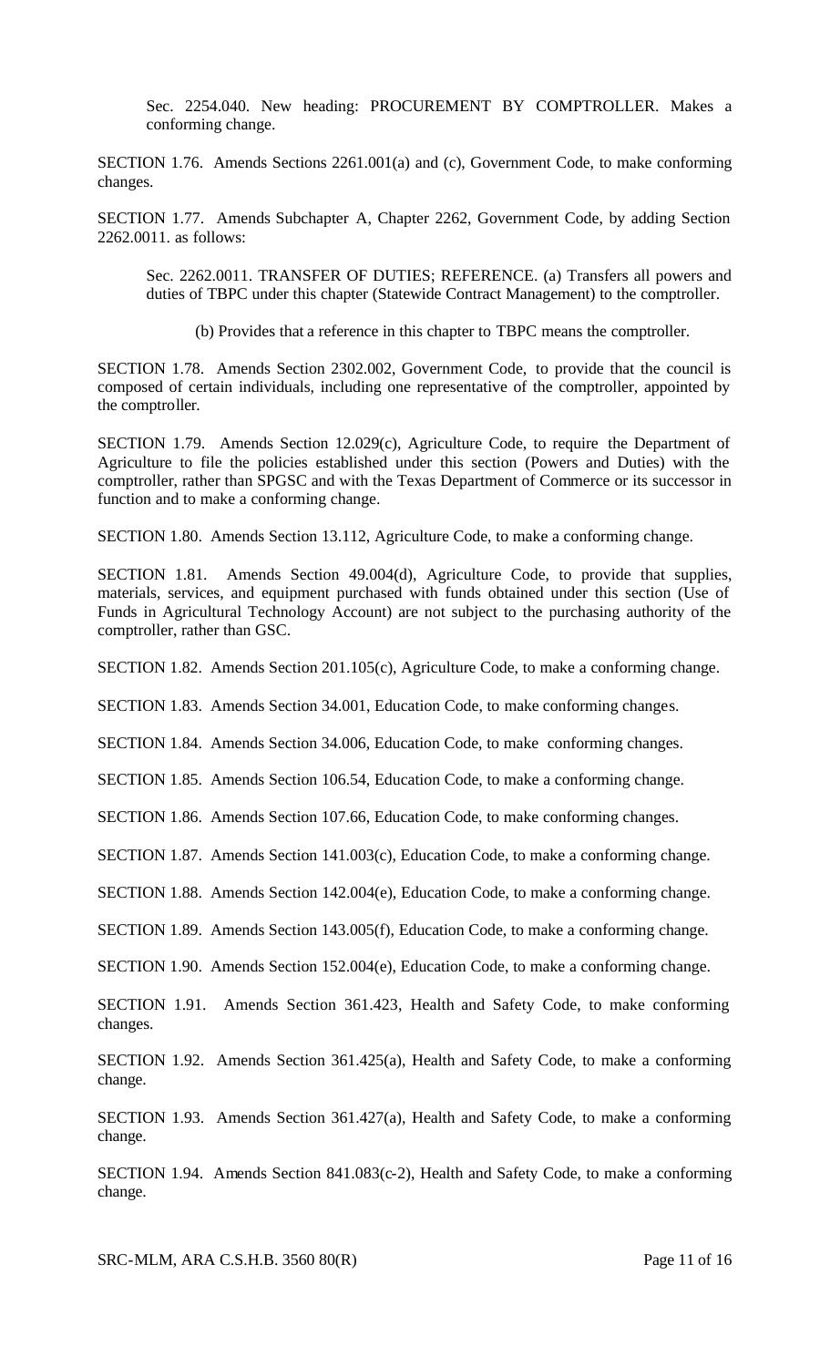Sec. 2254.040. New heading: PROCUREMENT BY COMPTROLLER. Makes a conforming change.

SECTION 1.76. Amends Sections 2261.001(a) and (c), Government Code, to make conforming changes.

SECTION 1.77. Amends Subchapter A, Chapter 2262, Government Code, by adding Section 2262.0011. as follows:

Sec. 2262.0011. TRANSFER OF DUTIES; REFERENCE. (a) Transfers all powers and duties of TBPC under this chapter (Statewide Contract Management) to the comptroller.

(b) Provides that a reference in this chapter to TBPC means the comptroller.

SECTION 1.78. Amends Section 2302.002, Government Code, to provide that the council is composed of certain individuals, including one representative of the comptroller, appointed by the comptroller.

SECTION 1.79. Amends Section 12.029(c), Agriculture Code, to require the Department of Agriculture to file the policies established under this section (Powers and Duties) with the comptroller, rather than SPGSC and with the Texas Department of Commerce or its successor in function and to make a conforming change.

SECTION 1.80. Amends Section 13.112, Agriculture Code, to make a conforming change.

SECTION 1.81. Amends Section 49.004(d), Agriculture Code, to provide that supplies, materials, services, and equipment purchased with funds obtained under this section (Use of Funds in Agricultural Technology Account) are not subject to the purchasing authority of the comptroller, rather than GSC.

SECTION 1.82. Amends Section 201.105(c), Agriculture Code, to make a conforming change.

SECTION 1.83. Amends Section 34.001, Education Code, to make conforming changes.

SECTION 1.84. Amends Section 34.006, Education Code, to make conforming changes.

SECTION 1.85. Amends Section 106.54, Education Code, to make a conforming change.

SECTION 1.86. Amends Section 107.66, Education Code, to make conforming changes.

SECTION 1.87. Amends Section 141.003(c), Education Code, to make a conforming change.

SECTION 1.88. Amends Section 142.004(e), Education Code, to make a conforming change.

SECTION 1.89. Amends Section 143.005(f), Education Code, to make a conforming change.

SECTION 1.90. Amends Section 152.004(e), Education Code, to make a conforming change.

SECTION 1.91. Amends Section 361.423, Health and Safety Code, to make conforming changes.

SECTION 1.92. Amends Section 361.425(a), Health and Safety Code, to make a conforming change.

SECTION 1.93. Amends Section 361.427(a), Health and Safety Code, to make a conforming change.

SECTION 1.94. Amends Section 841.083(c-2), Health and Safety Code, to make a conforming change.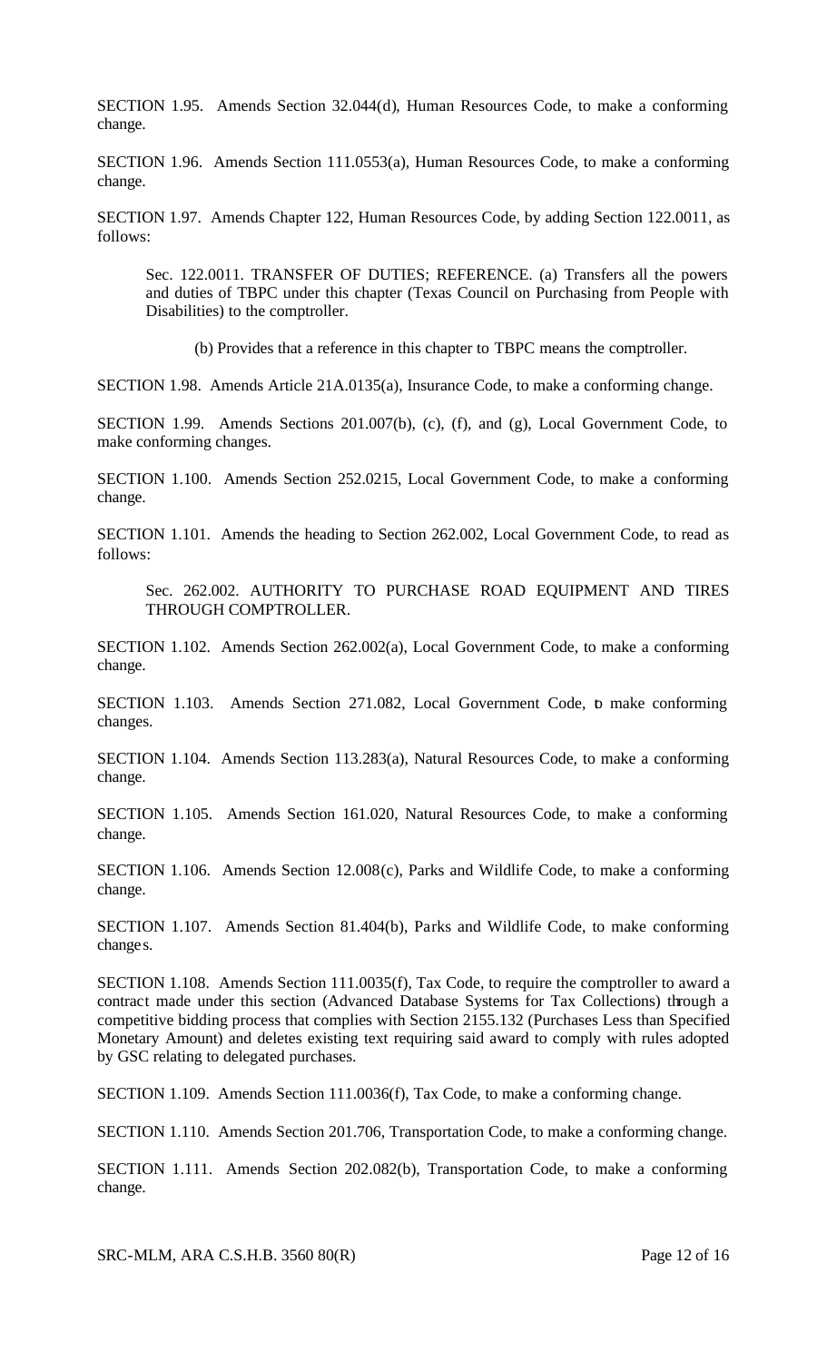SECTION 1.95. Amends Section 32.044(d), Human Resources Code, to make a conforming change.

SECTION 1.96. Amends Section 111.0553(a), Human Resources Code, to make a conforming change.

SECTION 1.97. Amends Chapter 122, Human Resources Code, by adding Section 122.0011, as follows:

> Sec. 122.0011. TRANSFER OF DUTIES; REFERENCE. (a) Transfers all the powers and duties of TBPC under this chapter (Texas Council on Purchasing from People with Disabilities) to the comptroller.
>
> > (b) Provides that a reference in this chapter to TBPC means the comptroller.

SECTION 1.98. Amends Article 21A.0135(a), Insurance Code, to make a conforming change.

SECTION 1.99. Amends Sections 201.007(b), (c), (f), and (g), Local Government Code, to make conforming changes.

SECTION 1.100. Amends Section 252.0215, Local Government Code, to make a conforming change.

SECTION 1.101. Amends the heading to Section 262.002, Local Government Code, to read as follows:

> Sec. 262.002. AUTHORITY TO PURCHASE ROAD EQUIPMENT AND TIRES THROUGH COMPTROLLER.

SECTION 1.102. Amends Section 262.002(a), Local Government Code, to make a conforming change.

SECTION 1.103. Amends Section 271.082, Local Government Code, to make conforming changes.

SECTION 1.104. Amends Section 113.283(a), Natural Resources Code, to make a conforming change.

SECTION 1.105. Amends Section 161.020, Natural Resources Code, to make a conforming change.

SECTION 1.106. Amends Section 12.008(c), Parks and Wildlife Code, to make a conforming change.

SECTION 1.107. Amends Section 81.404(b), Parks and Wildlife Code, to make conforming changes.

SECTION 1.108. Amends Section 111.0035(f), Tax Code, to require the comptroller to award a contract made under this section (Advanced Database Systems for Tax Collections) through a competitive bidding process that complies with Section 2155.132 (Purchases Less than Specified Monetary Amount) and deletes existing text requiring said award to comply with rules adopted by GSC relating to delegated purchases.

SECTION 1.109. Amends Section 111.0036(f), Tax Code, to make a conforming change.

SECTION 1.110. Amends Section 201.706, Transportation Code, to make a conforming change.

SECTION 1.111. Amends Section 202.082(b), Transportation Code, to make a conforming change.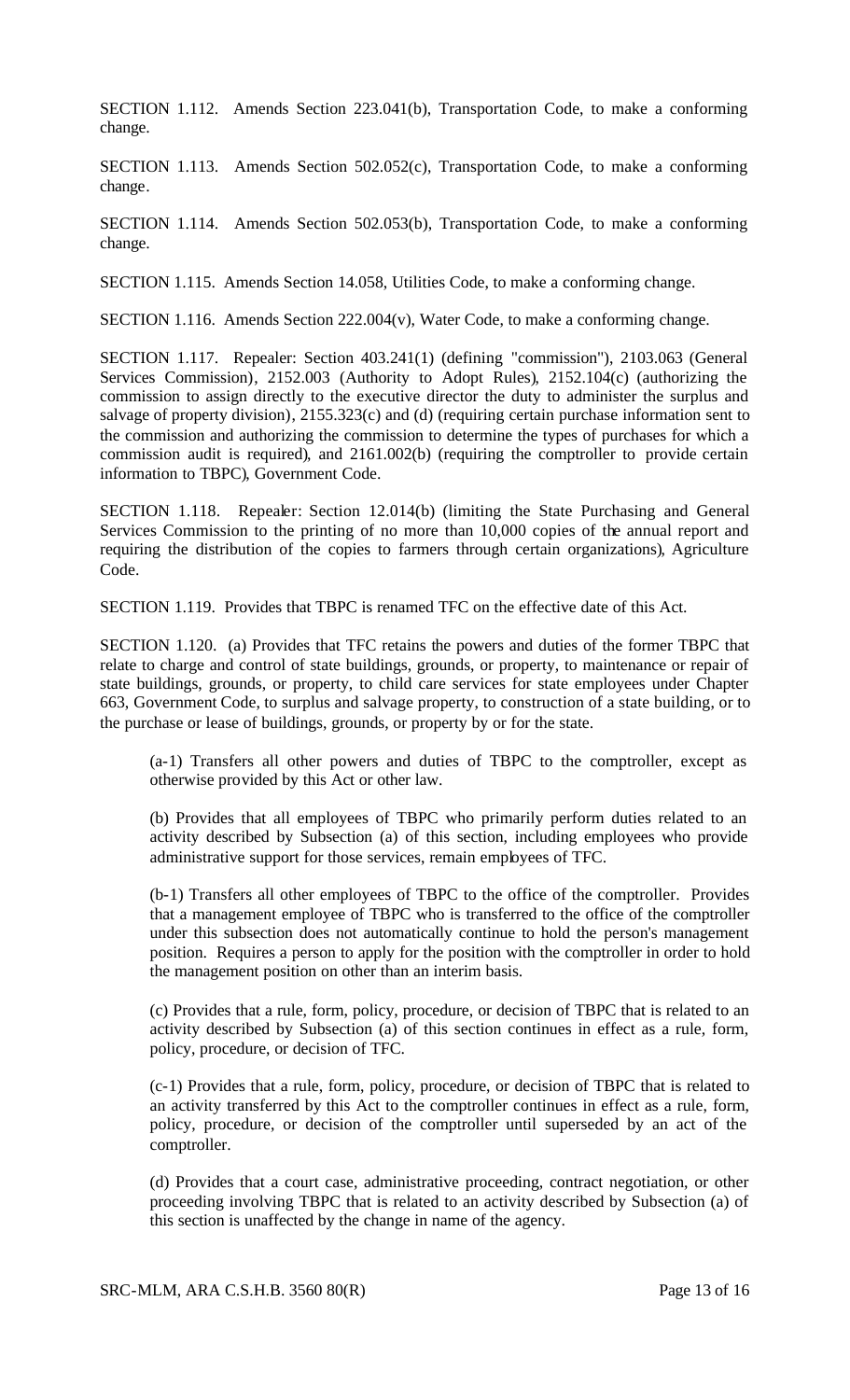SECTION 1.112. Amends Section 223.041(b), Transportation Code, to make a conforming change.

SECTION 1.113. Amends Section 502.052(c), Transportation Code, to make a conforming change.

SECTION 1.114. Amends Section 502.053(b), Transportation Code, to make a conforming change.

SECTION 1.115. Amends Section 14.058, Utilities Code, to make a conforming change.

SECTION 1.116. Amends Section 222.004(v), Water Code, to make a conforming change.

SECTION 1.117. Repealer: Section 403.241(1) (defining "commission"), 2103.063 (General Services Commission), 2152.003 (Authority to Adopt Rules), 2152.104(c) (authorizing the commission to assign directly to the executive director the duty to administer the surplus and salvage of property division), 2155.323(c) and (d) (requiring certain purchase information sent to the commission and authorizing the commission to determine the types of purchases for which a commission audit is required), and 2161.002(b) (requiring the comptroller to provide certain information to TBPC), Government Code.

SECTION 1.118. Repealer: Section 12.014(b) (limiting the State Purchasing and General Services Commission to the printing of no more than 10,000 copies of the annual report and requiring the distribution of the copies to farmers through certain organizations), Agriculture Code.

SECTION 1.119. Provides that TBPC is renamed TFC on the effective date of this Act.

SECTION 1.120. (a) Provides that TFC retains the powers and duties of the former TBPC that relate to charge and control of state buildings, grounds, or property, to maintenance or repair of state buildings, grounds, or property, to child care services for state employees under Chapter 663, Government Code, to surplus and salvage property, to construction of a state building, or to the purchase or lease of buildings, grounds, or property by or for the state.

(a-1) Transfers all other powers and duties of TBPC to the comptroller, except as otherwise provided by this Act or other law.

(b) Provides that all employees of TBPC who primarily perform duties related to an activity described by Subsection (a) of this section, including employees who provide administrative support for those services, remain employees of TFC.

(b-1) Transfers all other employees of TBPC to the office of the comptroller. Provides that a management employee of TBPC who is transferred to the office of the comptroller under this subsection does not automatically continue to hold the person's management position. Requires a person to apply for the position with the comptroller in order to hold the management position on other than an interim basis.

(c) Provides that a rule, form, policy, procedure, or decision of TBPC that is related to an activity described by Subsection (a) of this section continues in effect as a rule, form, policy, procedure, or decision of TFC.

(c-1) Provides that a rule, form, policy, procedure, or decision of TBPC that is related to an activity transferred by this Act to the comptroller continues in effect as a rule, form, policy, procedure, or decision of the comptroller until superseded by an act of the comptroller.

(d) Provides that a court case, administrative proceeding, contract negotiation, or other proceeding involving TBPC that is related to an activity described by Subsection (a) of this section is unaffected by the change in name of the agency.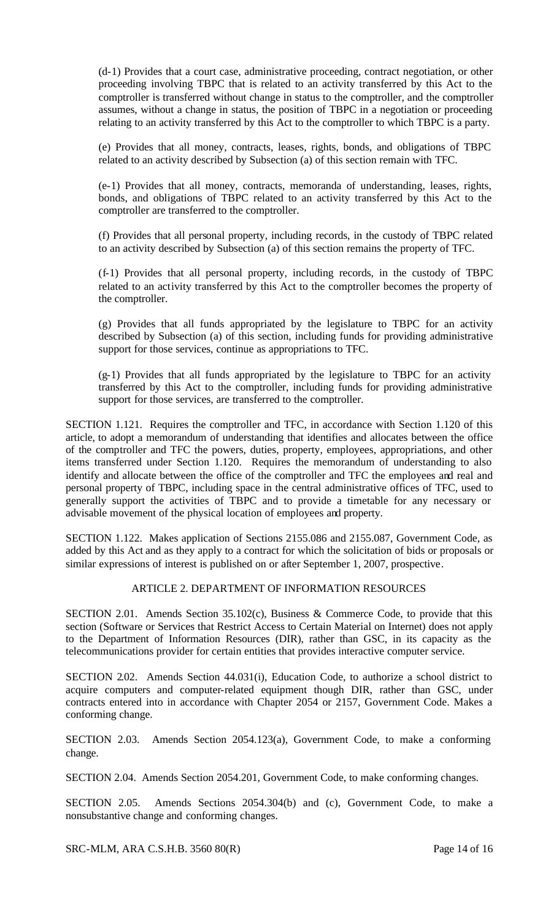(d-1) Provides that a court case, administrative proceeding, contract negotiation, or other proceeding involving TBPC that is related to an activity transferred by this Act to the comptroller is transferred without change in status to the comptroller, and the comptroller assumes, without a change in status, the position of TBPC in a negotiation or proceeding relating to an activity transferred by this Act to the comptroller to which TBPC is a party.

(e) Provides that all money, contracts, leases, rights, bonds, and obligations of TBPC related to an activity described by Subsection (a) of this section remain with TFC.

(e-1) Provides that all money, contracts, memoranda of understanding, leases, rights, bonds, and obligations of TBPC related to an activity transferred by this Act to the comptroller are transferred to the comptroller.

(f) Provides that all personal property, including records, in the custody of TBPC related to an activity described by Subsection (a) of this section remains the property of TFC.

(f-1) Provides that all personal property, including records, in the custody of TBPC related to an activity transferred by this Act to the comptroller becomes the property of the comptroller.

(g) Provides that all funds appropriated by the legislature to TBPC for an activity described by Subsection (a) of this section, including funds for providing administrative support for those services, continue as appropriations to TFC.

(g-1) Provides that all funds appropriated by the legislature to TBPC for an activity transferred by this Act to the comptroller, including funds for providing administrative support for those services, are transferred to the comptroller.

SECTION 1.121. Requires the comptroller and TFC, in accordance with Section 1.120 of this article, to adopt a memorandum of understanding that identifies and allocates between the office of the comptroller and TFC the powers, duties, property, employees, appropriations, and other items transferred under Section 1.120. Requires the memorandum of understanding to also identify and allocate between the office of the comptroller and TFC the employees and real and personal property of TBPC, including space in the central administrative offices of TFC, used to generally support the activities of TBPC and to provide a timetable for any necessary or advisable movement of the physical location of employees and property.

SECTION 1.122. Makes application of Sections 2155.086 and 2155.087, Government Code, as added by this Act and as they apply to a contract for which the solicitation of bids or proposals or similar expressions of interest is published on or after September 1, 2007, prospective.

## ARTICLE 2. DEPARTMENT OF INFORMATION RESOURCES

SECTION 2.01. Amends Section 35.102(c), Business & Commerce Code, to provide that this section (Software or Services that Restrict Access to Certain Material on Internet) does not apply to the Department of Information Resources (DIR), rather than GSC, in its capacity as the telecommunications provider for certain entities that provides interactive computer service.

SECTION 2.02. Amends Section 44.031(i), Education Code, to authorize a school district to acquire computers and computer-related equipment though DIR, rather than GSC, under contracts entered into in accordance with Chapter 2054 or 2157, Government Code. Makes a conforming change.

SECTION 2.03. Amends Section 2054.123(a), Government Code, to make a conforming change.

SECTION 2.04. Amends Section 2054.201, Government Code, to make conforming changes.

SECTION 2.05. Amends Sections 2054.304(b) and (c), Government Code, to make a nonsubstantive change and conforming changes.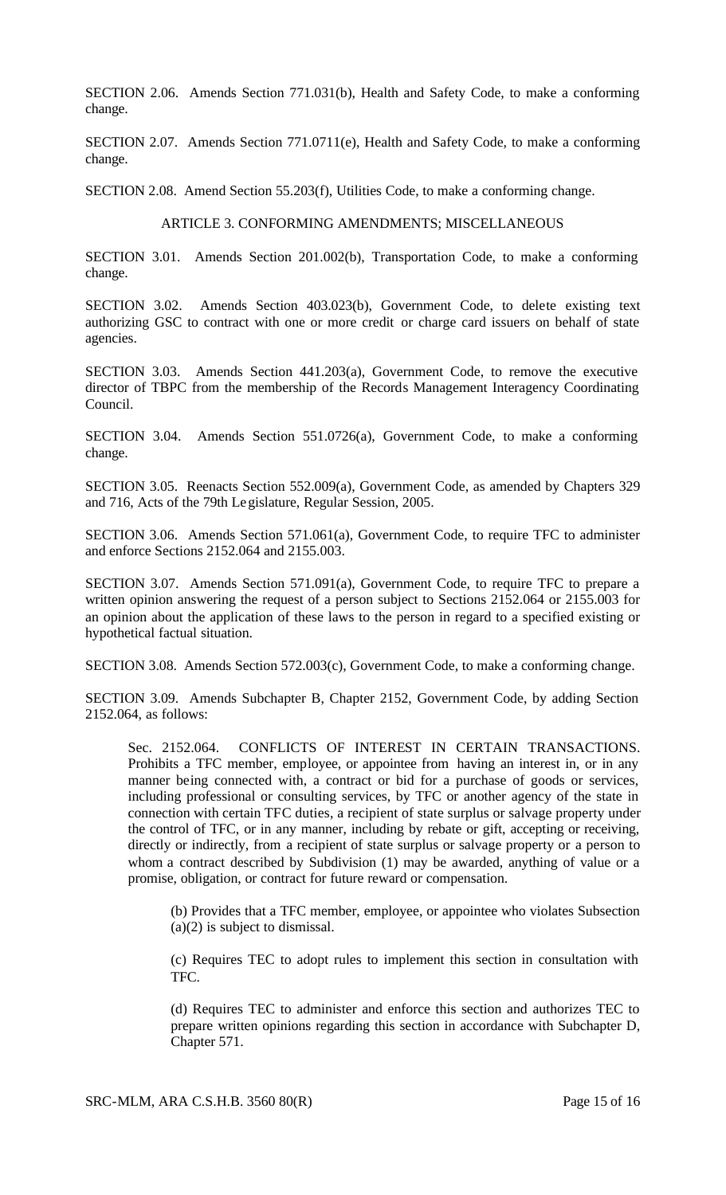SECTION 2.06. Amends Section 771.031(b), Health and Safety Code, to make a conforming change.

SECTION 2.07. Amends Section 771.0711(e), Health and Safety Code, to make a conforming change.

SECTION 2.08. Amend Section 55.203(f), Utilities Code, to make a conforming change.

ARTICLE 3. CONFORMING AMENDMENTS; MISCELLANEOUS

SECTION 3.01. Amends Section 201.002(b), Transportation Code, to make a conforming change.

SECTION 3.02. Amends Section 403.023(b), Government Code, to delete existing text authorizing GSC to contract with one or more credit or charge card issuers on behalf of state agencies.

SECTION 3.03. Amends Section 441.203(a), Government Code, to remove the executive director of TBPC from the membership of the Records Management Interagency Coordinating Council.

SECTION 3.04. Amends Section 551.0726(a), Government Code, to make a conforming change.

SECTION 3.05. Reenacts Section 552.009(a), Government Code, as amended by Chapters 329 and 716, Acts of the 79th Legislature, Regular Session, 2005.

SECTION 3.06. Amends Section 571.061(a), Government Code, to require TFC to administer and enforce Sections 2152.064 and 2155.003.

SECTION 3.07. Amends Section 571.091(a), Government Code, to require TFC to prepare a written opinion answering the request of a person subject to Sections 2152.064 or 2155.003 for an opinion about the application of these laws to the person in regard to a specified existing or hypothetical factual situation.

SECTION 3.08. Amends Section 572.003(c), Government Code, to make a conforming change.

SECTION 3.09. Amends Subchapter B, Chapter 2152, Government Code, by adding Section 2152.064, as follows:

Sec. 2152.064. CONFLICTS OF INTEREST IN CERTAIN TRANSACTIONS. Prohibits a TFC member, employee, or appointee from having an interest in, or in any manner being connected with, a contract or bid for a purchase of goods or services, including professional or consulting services, by TFC or another agency of the state in connection with certain TFC duties, a recipient of state surplus or salvage property under the control of TFC, or in any manner, including by rebate or gift, accepting or receiving, directly or indirectly, from a recipient of state surplus or salvage property or a person to whom a contract described by Subdivision (1) may be awarded, anything of value or a promise, obligation, or contract for future reward or compensation.

(b) Provides that a TFC member, employee, or appointee who violates Subsection (a)(2) is subject to dismissal.

(c) Requires TEC to adopt rules to implement this section in consultation with TFC.

(d) Requires TEC to administer and enforce this section and authorizes TEC to prepare written opinions regarding this section in accordance with Subchapter D, Chapter 571.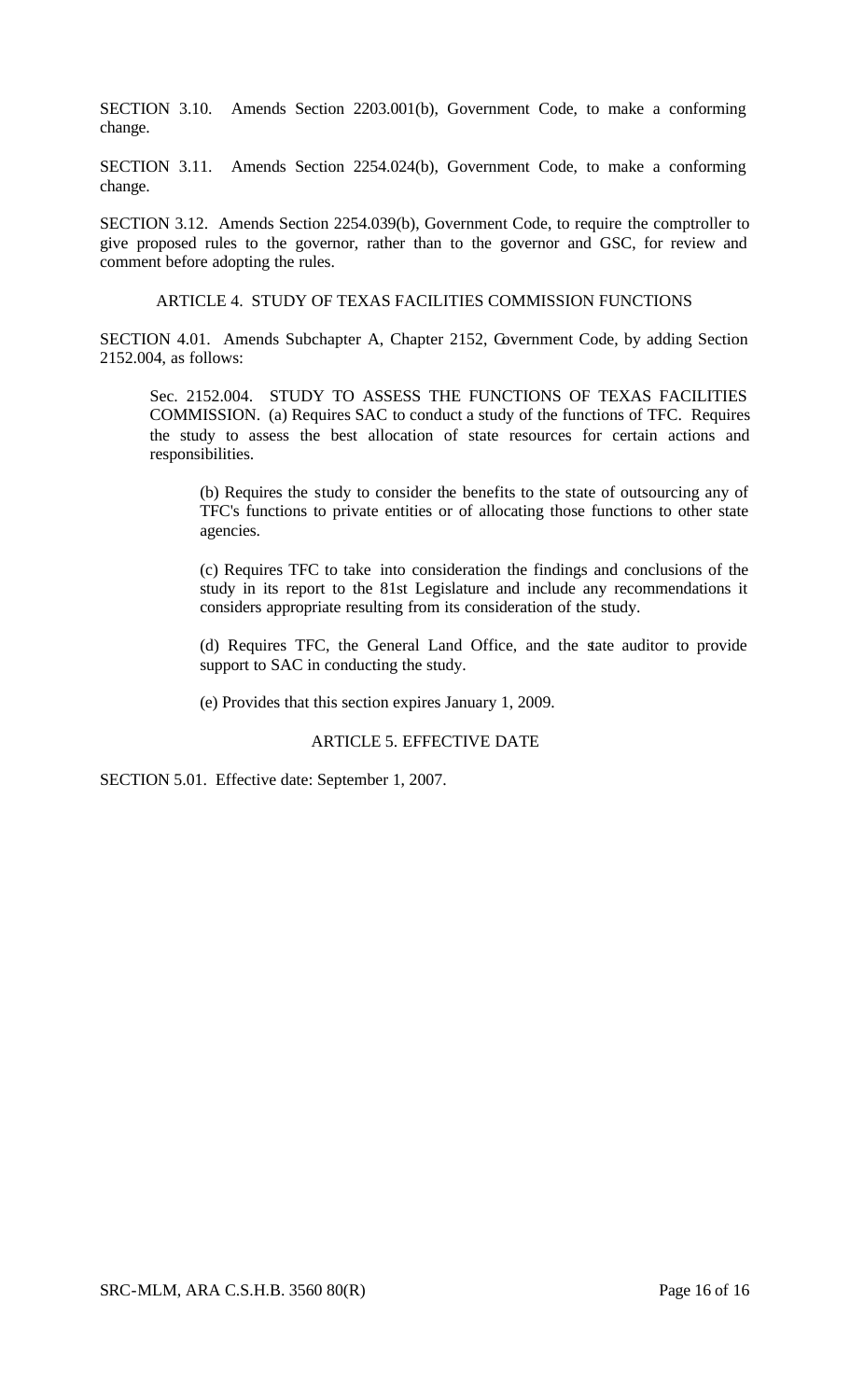SECTION 3.10. Amends Section 2203.001(b), Government Code, to make a conforming change.

SECTION 3.11. Amends Section 2254.024(b), Government Code, to make a conforming change.

SECTION 3.12. Amends Section 2254.039(b), Government Code, to require the comptroller to give proposed rules to the governor, rather than to the governor and GSC, for review and comment before adopting the rules.

ARTICLE 4. STUDY OF TEXAS FACILITIES COMMISSION FUNCTIONS

SECTION 4.01. Amends Subchapter A, Chapter 2152, Government Code, by adding Section 2152.004, as follows:

> Sec. 2152.004. STUDY TO ASSESS THE FUNCTIONS OF TEXAS FACILITIES COMMISSION. (a) Requires SAC to conduct a study of the functions of TFC. Requires the study to assess the best allocation of state resources for certain actions and responsibilities.
>
> > (b) Requires the study to consider the benefits to the state of outsourcing any of TFC's functions to private entities or of allocating those functions to other state agencies.
> >
> > (c) Requires TFC to take into consideration the findings and conclusions of the study in its report to the 81st Legislature and include any recommendations it considers appropriate resulting from its consideration of the study.
> >
> > (d) Requires TFC, the General Land Office, and the state auditor to provide support to SAC in conducting the study.
> >
> > (e) Provides that this section expires January 1, 2009.

ARTICLE 5. EFFECTIVE DATE

SECTION 5.01. Effective date: September 1, 2007.